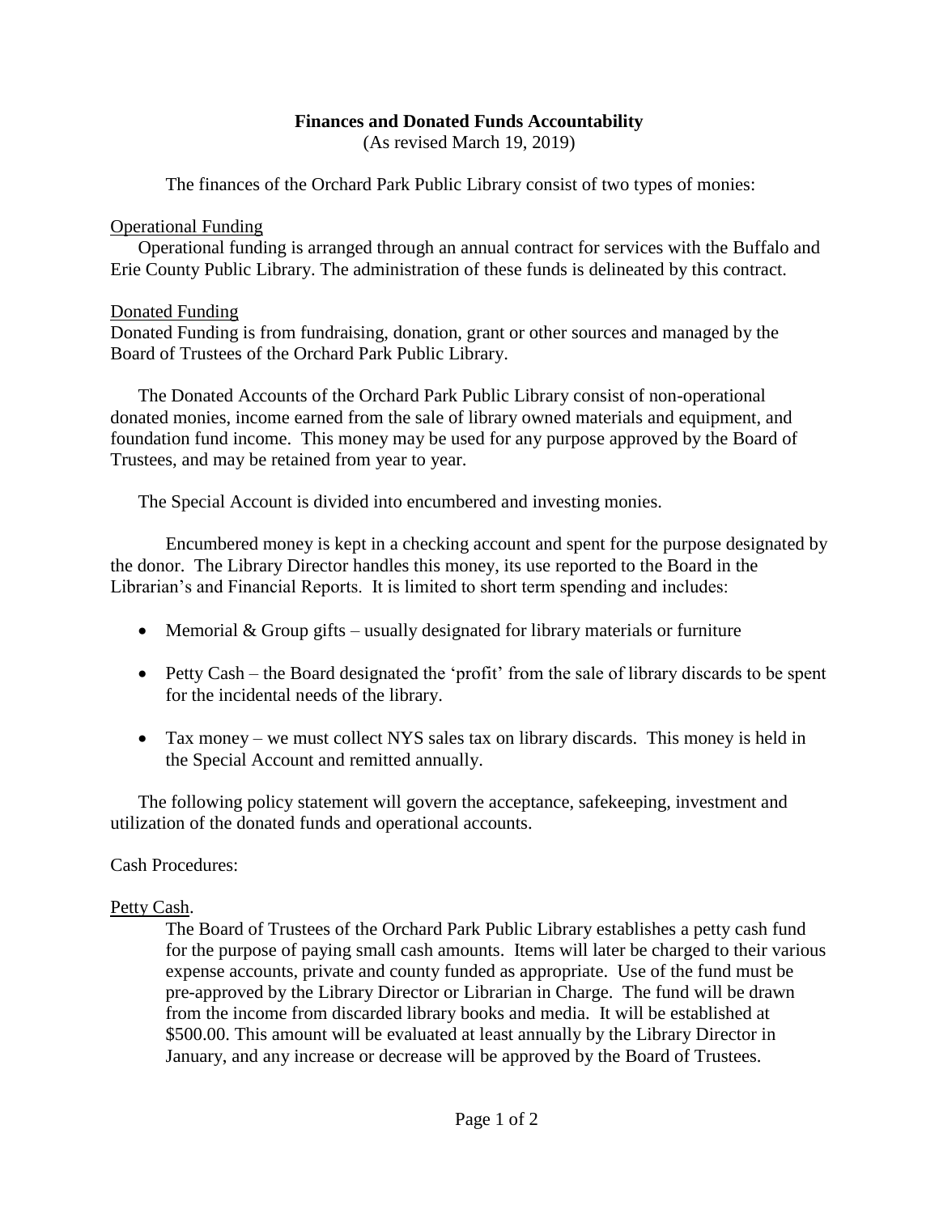# Finances and Donated Funds Accountability

(As revised March 19, 2019)

The finances of the Orchard Park Public Library consist of two types of monies:

<u>Operational Funding</u>

Operational funding is arranged through an annual contract for services with the Buffalo and Erie County Public Library. The administration of these funds is delineated by this contract.

<u>Donated Funding</u>

Donated Funding is from fundraising, donation, grant or other sources and managed by the Board of Trustees of the Orchard Park Public Library.

The Donated Accounts of the Orchard Park Public Library consist of non-operational donated monies, income earned from the sale of library owned materials and equipment, and foundation fund income. This money may be used for any purpose approved by the Board of Trustees, and may be retained from year to year.

The Special Account is divided into encumbered and investing monies.

Encumbered money is kept in a checking account and spent for the purpose designated by the donor. The Library Director handles this money, its use reported to the Board in the Librarian's and Financial Reports. It is limited to short term spending and includes:

- Memorial & Group gifts – usually designated for library materials or furniture
- Petty Cash – the Board designated the 'profit' from the sale of library discards to be spent for the incidental needs of the library.
- Tax money – we must collect NYS sales tax on library discards. This money is held in the Special Account and remitted annually.

The following policy statement will govern the acceptance, safekeeping, investment and utilization of the donated funds and operational accounts.

Cash Procedures:

<u>Petty Cash</u>.

The Board of Trustees of the Orchard Park Public Library establishes a petty cash fund for the purpose of paying small cash amounts. Items will later be charged to their various expense accounts, private and county funded as appropriate. Use of the fund must be pre-approved by the Library Director or Librarian in Charge. The fund will be drawn from the income from discarded library books and media. It will be established at $500.00. This amount will be evaluated at least annually by the Library Director in January, and any increase or decrease will be approved by the Board of Trustees.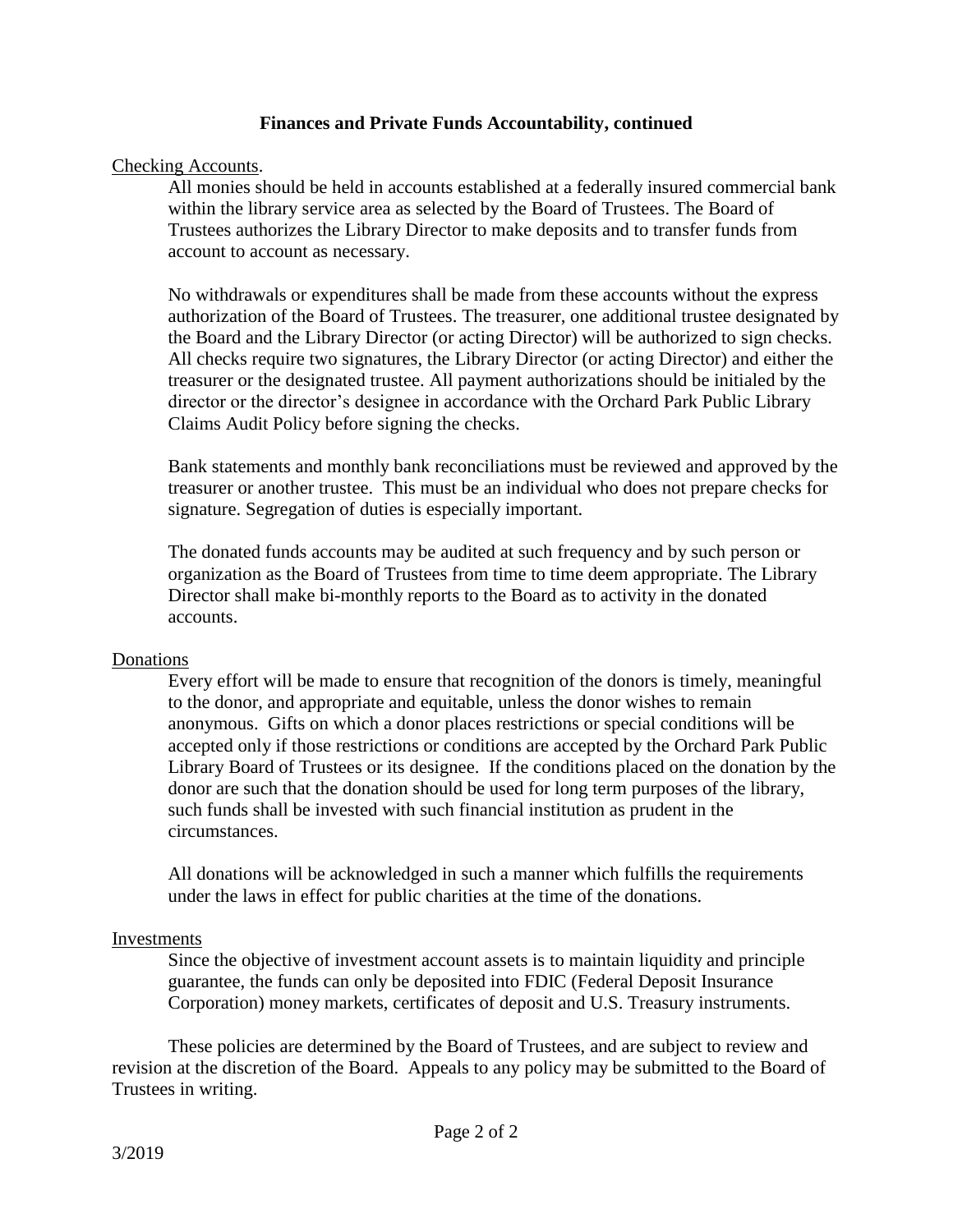**Finances and Private Funds Accountability, continued**

Checking Accounts.

All monies should be held in accounts established at a federally insured commercial bank within the library service area as selected by the Board of Trustees. The Board of Trustees authorizes the Library Director to make deposits and to transfer funds from account to account as necessary.

No withdrawals or expenditures shall be made from these accounts without the express authorization of the Board of Trustees. The treasurer, one additional trustee designated by the Board and the Library Director (or acting Director) will be authorized to sign checks. All checks require two signatures, the Library Director (or acting Director) and either the treasurer or the designated trustee. All payment authorizations should be initialed by the director or the director's designee in accordance with the Orchard Park Public Library Claims Audit Policy before signing the checks.

Bank statements and monthly bank reconciliations must be reviewed and approved by the treasurer or another trustee. This must be an individual who does not prepare checks for signature. Segregation of duties is especially important.

The donated funds accounts may be audited at such frequency and by such person or organization as the Board of Trustees from time to time deem appropriate. The Library Director shall make bi-monthly reports to the Board as to activity in the donated accounts.

Donations

Every effort will be made to ensure that recognition of the donors is timely, meaningful to the donor, and appropriate and equitable, unless the donor wishes to remain anonymous. Gifts on which a donor places restrictions or special conditions will be accepted only if those restrictions or conditions are accepted by the Orchard Park Public Library Board of Trustees or its designee. If the conditions placed on the donation by the donor are such that the donation should be used for long term purposes of the library, such funds shall be invested with such financial institution as prudent in the circumstances.

All donations will be acknowledged in such a manner which fulfills the requirements under the laws in effect for public charities at the time of the donations.

Investments

Since the objective of investment account assets is to maintain liquidity and principle guarantee, the funds can only be deposited into FDIC (Federal Deposit Insurance Corporation) money markets, certificates of deposit and U.S. Treasury instruments.

These policies are determined by the Board of Trustees, and are subject to review and revision at the discretion of the Board. Appeals to any policy may be submitted to the Board of Trustees in writing.

3/2019